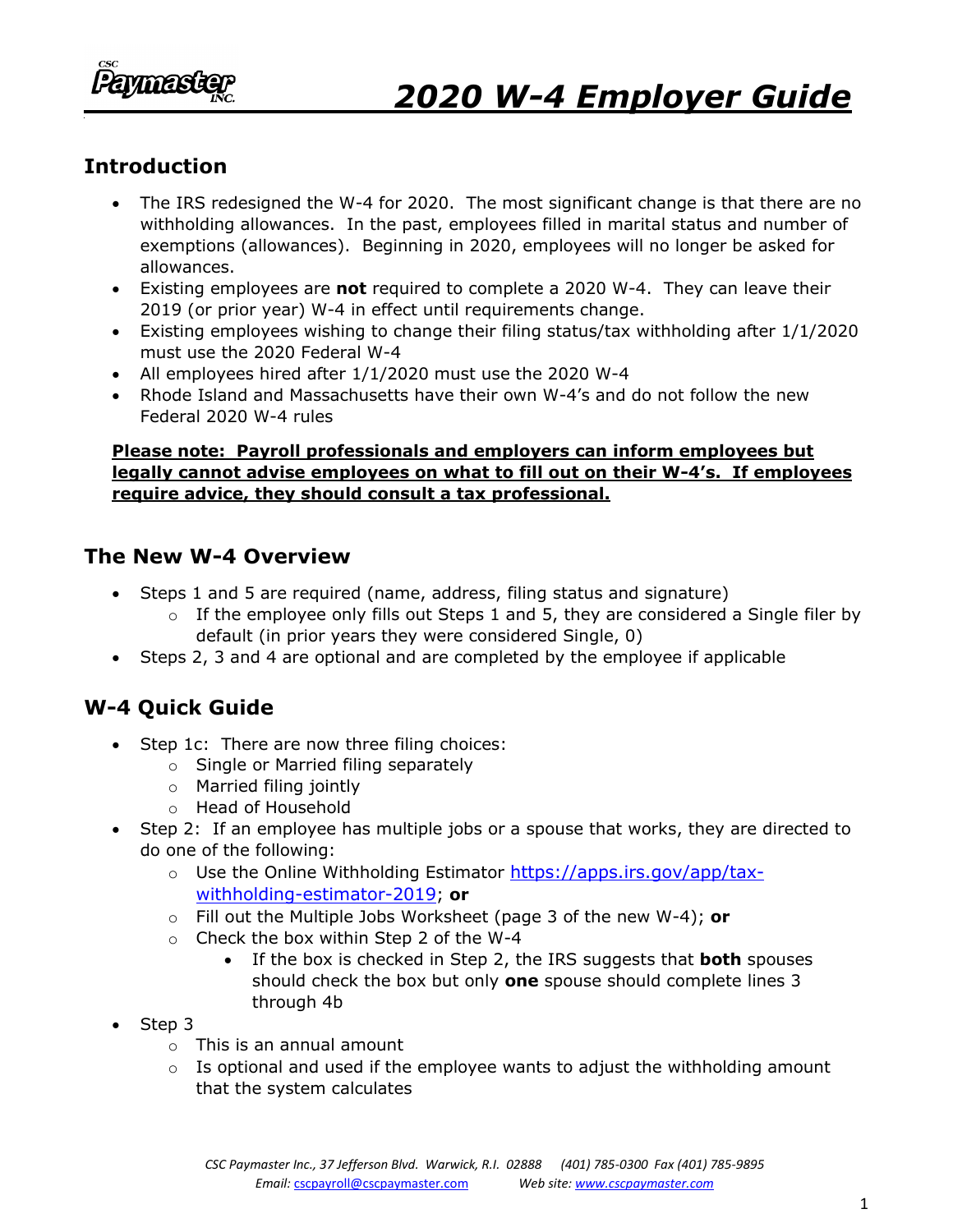# 2020 W-4 Employer Guide

## Introduction

- The IRS redesigned the W-4 for 2020. The most significant change is that there are no withholding allowances. In the past, employees filled in marital status and number of exemptions (allowances). Beginning in 2020, employees will no longer be asked for allowances.
- Existing employees are **not** required to complete a 2020 W-4. They can leave their 2019 (or prior year) W-4 in effect until requirements change.
- Existing employees wishing to change their filing status/tax withholding after 1/1/2020 must use the 2020 Federal W-4
- All employees hired after 1/1/2020 must use the 2020 W-4
- Rhode Island and Massachusetts have their own W-4's and do not follow the new Federal 2020 W-4 rules

**Please note: Payroll professionals and employers can inform employees but legally cannot advise employees on what to fill out on their W-4's. If employees require advice, they should consult a tax professional.**

## The New W-4 Overview

- Steps 1 and 5 are required (name, address, filing status and signature)
  - If the employee only fills out Steps 1 and 5, they are considered a Single filer by default (in prior years they were considered Single, 0)
- Steps 2, 3 and 4 are optional and are completed by the employee if applicable

## W-4 Quick Guide

- Step 1c: There are now three filing choices:
  - Single or Married filing separately
  - Married filing jointly
  - Head of Household
- Step 2: If an employee has multiple jobs or a spouse that works, they are directed to do one of the following:
  - Use the Online Withholding Estimator https://apps.irs.gov/app/tax-withholding-estimator-2019; **or**
  - Fill out the Multiple Jobs Worksheet (page 3 of the new W-4); **or**
  - Check the box within Step 2 of the W-4
    - If the box is checked in Step 2, the IRS suggests that **both** spouses should check the box but only **one** spouse should complete lines 3 through 4b
- Step 3
  - This is an annual amount
  - Is optional and used if the employee wants to adjust the withholding amount that the system calculates

*CSC Paymaster Inc., 37 Jefferson Blvd. Warwick, R.I. 02888 (401) 785-0300 Fax (401) 785-9895*
*Email: cscpayroll@cscpaymaster.com Web site: www.cscpaymaster.com*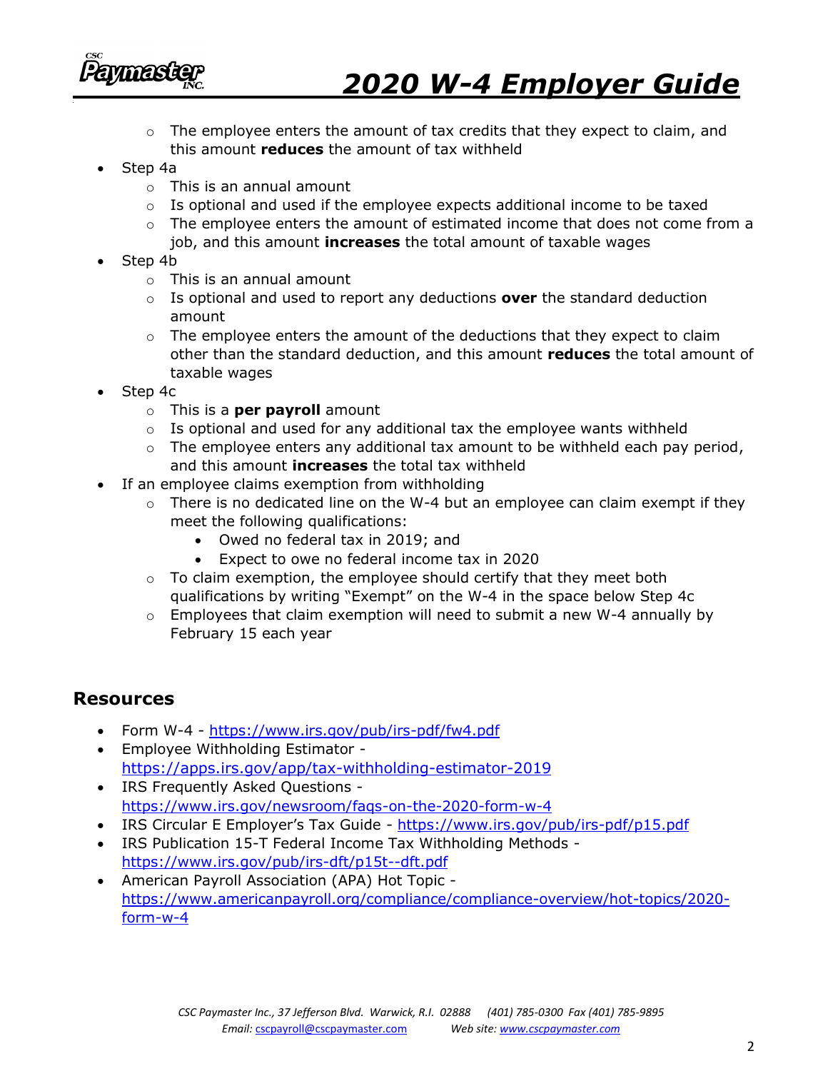- The employee enters the amount of tax credits that they expect to claim, and this amount **reduces** the amount of tax withheld
- Step 4a
    - This is an annual amount
    - Is optional and used if the employee expects additional income to be taxed
    - The employee enters the amount of estimated income that does not come from a job, and this amount **increases** the total amount of taxable wages
- Step 4b
    - This is an annual amount
    - Is optional and used to report any deductions **over** the standard deduction amount
    - The employee enters the amount of the deductions that they expect to claim other than the standard deduction, and this amount **reduces** the total amount of taxable wages
- Step 4c
    - This is a **per payroll** amount
    - Is optional and used for any additional tax the employee wants withheld
    - The employee enters any additional tax amount to be withheld each pay period, and this amount **increases** the total tax withheld
- If an employee claims exemption from withholding
    - There is no dedicated line on the W-4 but an employee can claim exempt if they meet the following qualifications:
        - Owed no federal tax in 2019; and
        - Expect to owe no federal income tax in 2020
    - To claim exemption, the employee should certify that they meet both qualifications by writing "Exempt" on the W-4 in the space below Step 4c
    - Employees that claim exemption will need to submit a new W-4 annually by February 15 each year

## Resources

- Form W-4 - https://www.irs.gov/pub/irs-pdf/fw4.pdf
- Employee Withholding Estimator - https://apps.irs.gov/app/tax-withholding-estimator-2019
- IRS Frequently Asked Questions - https://www.irs.gov/newsroom/faqs-on-the-2020-form-w-4
- IRS Circular E Employer's Tax Guide - https://www.irs.gov/pub/irs-pdf/p15.pdf
- IRS Publication 15-T Federal Income Tax Withholding Methods - https://www.irs.gov/pub/irs-dft/p15t--dft.pdf
- American Payroll Association (APA) Hot Topic - https://www.americanpayroll.org/compliance/compliance-overview/hot-topics/2020-form-w-4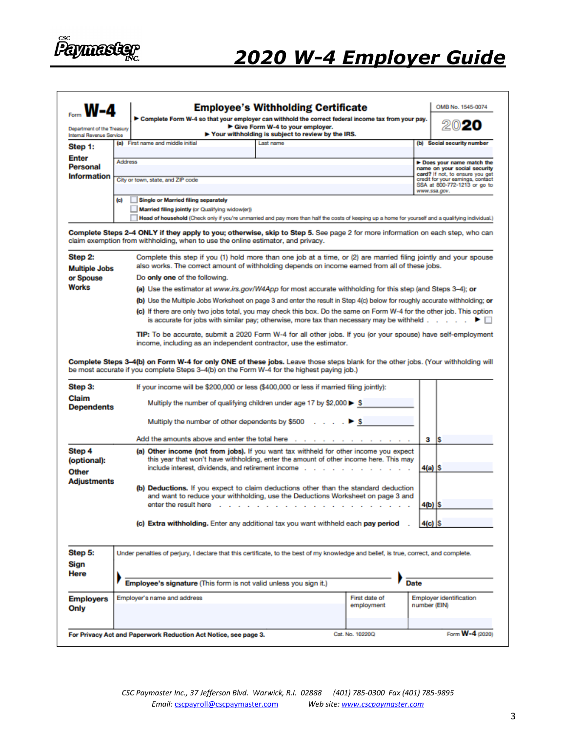# 2020 W-4 Employer Guide

Form **W-4**

Department of the Treasury
Internal Revenue Service

## Employee's Withholding Certificate

▶ Complete Form W-4 so that your employer can withhold the correct federal income tax from your pay.
▶ Give Form W-4 to your employer.
▶ Your withholding is subject to review by the IRS.

OMB No. 1545-0074

**2020**

**Step 1: Enter Personal Information**

| (a) First name and middle initial | Last name | (b) Social security number |
|---|---|---|
| Address | | ▶ Does your name match the name on your social security card? If not, to ensure you get credit for your earnings, contact SSA at 800-772-1213 or go to www.ssa.gov. |
| City or town, state, and ZIP code | | |

(c)
- ☐ **Single or Married filing separately**
- ☐ **Married filing jointly** (or Qualifying widow(er))
- ☐ **Head of household** (Check only if you're unmarried and pay more than half the costs of keeping up a home for yourself and a qualifying individual.)

**Complete Steps 2–4 ONLY if they apply to you; otherwise, skip to Step 5.** See page 2 for more information on each step, who can claim exemption from withholding, when to use the online estimator, and privacy.

**Step 2: Multiple Jobs or Spouse Works**

Complete this step if you (1) hold more than one job at a time, or (2) are married filing jointly and your spouse also works. The correct amount of withholding depends on income earned from all of these jobs.

Do **only one** of the following.

**(a)** Use the estimator at *www.irs.gov/W4App* for most accurate withholding for this step (and Steps 3–4); **or**

**(b)** Use the Multiple Jobs Worksheet on page 3 and enter the result in Step 4(c) below for roughly accurate withholding; **or**

**(c)** If there are only two jobs total, you may check this box. Do the same on Form W-4 for the other job. This option is accurate for jobs with similar pay; otherwise, more tax than necessary may be withheld . . . . . . ▶ ☐

**TIP:** To be accurate, submit a 2020 Form W-4 for all other jobs. If you (or your spouse) have self-employment income, including as an independent contractor, use the estimator.

**Complete Steps 3–4(b) on Form W-4 for only ONE of these jobs.** Leave those steps blank for the other jobs. (Your withholding will be most accurate if you complete Steps 3–4(b) on the Form W-4 for the highest paying job.)

**Step 3: Claim Dependents**

If your income will be $200,000 or less ($400,000 or less if married filing jointly):

Multiply the number of qualifying children under age 17 by $2,000 ▶ $ ______

Multiply the number of other dependents by $500 . . . . ▶ $ ______

Add the amounts above and enter the total here . . . . . . . . . . . . . . **3** $ ______

**Step 4 (optional): Other Adjustments**

**(a) Other income (not from jobs).** If you want tax withheld for other income you expect this year that won't have withholding, enter the amount of other income here. This may include interest, dividends, and retirement income . . . . . . . . . . . . **4(a)** $ ______

**(b) Deductions.** If you expect to claim deductions other than the standard deduction and want to reduce your withholding, use the Deductions Worksheet on page 3 and enter the result here . . . . . . . . . . . . . . . . . . . . . **4(b)** $ ______

**(c) Extra withholding.** Enter any additional tax you want withheld each **pay period** . **4(c)** $ ______

**Step 5: Sign Here**

Under penalties of perjury, I declare that this certificate, to the best of my knowledge and belief, is true, correct, and complete.

▶ **Employee's signature** (This form is not valid unless you sign it.) ▶ **Date**

**Employers Only**

| Employer's name and address | First date of employment | Employer identification number (EIN) |
|---|---|---|
| | | |

**For Privacy Act and Paperwork Reduction Act Notice, see page 3.** Cat. No. 10220Q Form **W-4** (2020)

*CSC Paymaster Inc., 37 Jefferson Blvd. Warwick, R.I. 02888 (401) 785-0300 Fax (401) 785-9895*
*Email: cscpayroll@cscpaymaster.com Web site: www.cscpaymaster.com*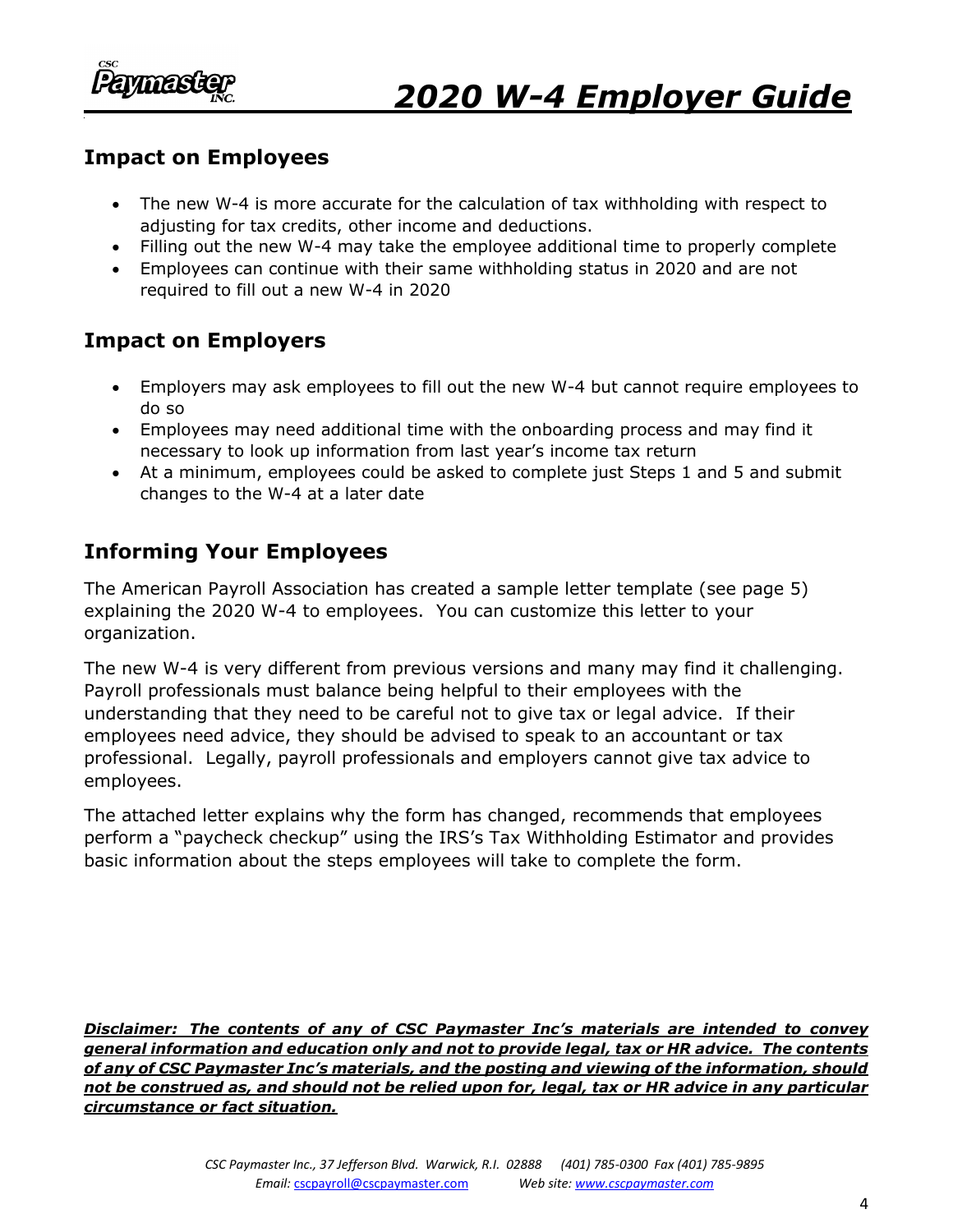## Impact on Employees

- The new W-4 is more accurate for the calculation of tax withholding with respect to adjusting for tax credits, other income and deductions.
- Filling out the new W-4 may take the employee additional time to properly complete
- Employees can continue with their same withholding status in 2020 and are not required to fill out a new W-4 in 2020

## Impact on Employers

- Employers may ask employees to fill out the new W-4 but cannot require employees to do so
- Employees may need additional time with the onboarding process and may find it necessary to look up information from last year's income tax return
- At a minimum, employees could be asked to complete just Steps 1 and 5 and submit changes to the W-4 at a later date

## Informing Your Employees

The American Payroll Association has created a sample letter template (see page 5) explaining the 2020 W-4 to employees. You can customize this letter to your organization.

The new W-4 is very different from previous versions and many may find it challenging. Payroll professionals must balance being helpful to their employees with the understanding that they need to be careful not to give tax or legal advice. If their employees need advice, they should be advised to speak to an accountant or tax professional. Legally, payroll professionals and employers cannot give tax advice to employees.

The attached letter explains why the form has changed, recommends that employees perform a "paycheck checkup" using the IRS's Tax Withholding Estimator and provides basic information about the steps employees will take to complete the form.

***Disclaimer: The contents of any of CSC Paymaster Inc's materials are intended to convey general information and education only and not to provide legal, tax or HR advice. The contents of any of CSC Paymaster Inc's materials, and the posting and viewing of the information, should not be construed as, and should not be relied upon for, legal, tax or HR advice in any particular circumstance or fact situation.***

*CSC Paymaster Inc., 37 Jefferson Blvd. Warwick, R.I. 02888 (401) 785-0300 Fax (401) 785-9895*
*Email: cscpayroll@cscpaymaster.com Web site: www.cscpaymaster.com*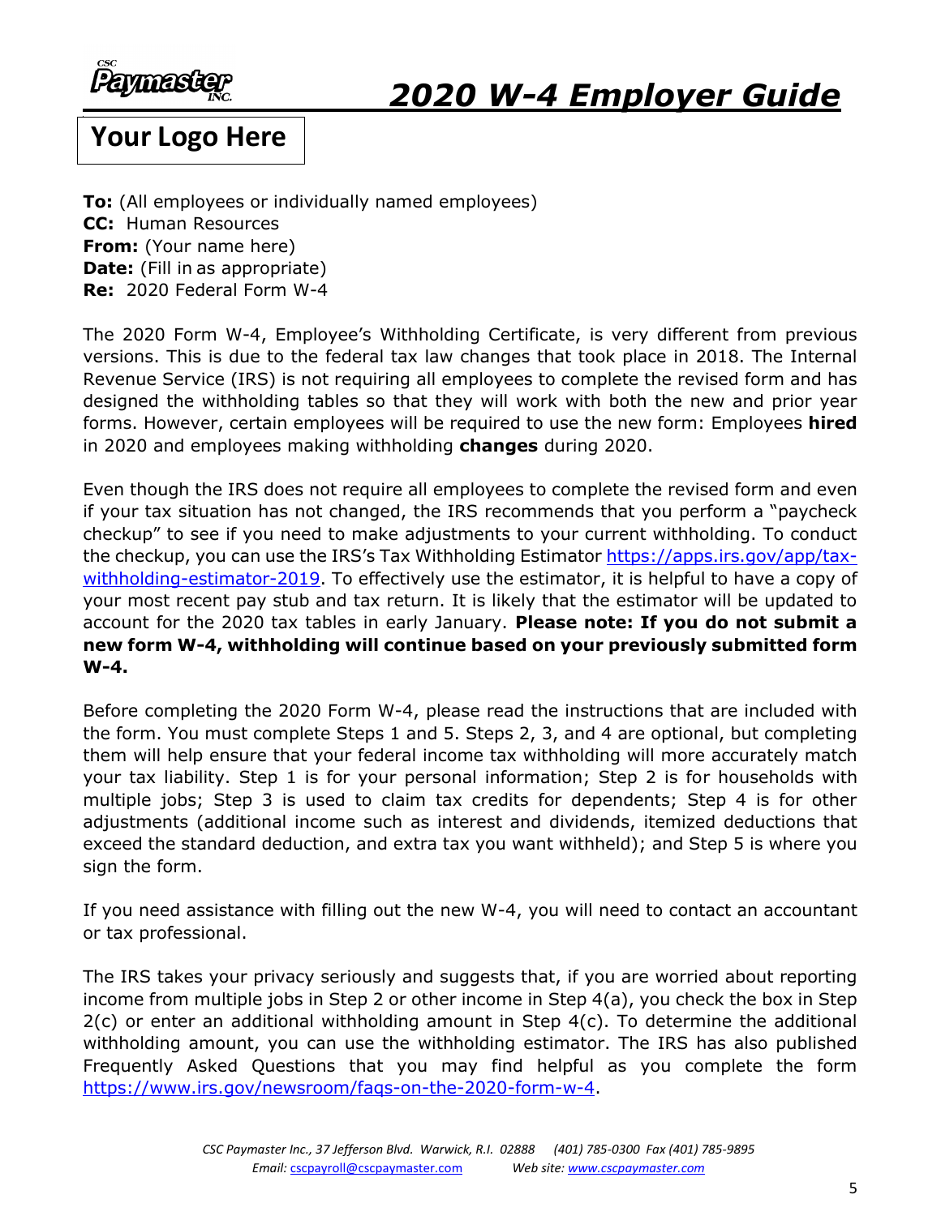# 2020 W-4 Employer Guide

**Your Logo Here**

**To:** (All employees or individually named employees)
**CC:** Human Resources
**From:** (Your name here)
**Date:** (Fill in as appropriate)
**Re:** 2020 Federal Form W-4

The 2020 Form W-4, Employee's Withholding Certificate, is very different from previous versions. This is due to the federal tax law changes that took place in 2018. The Internal Revenue Service (IRS) is not requiring all employees to complete the revised form and has designed the withholding tables so that they will work with both the new and prior year forms. However, certain employees will be required to use the new form: Employees **hired** in 2020 and employees making withholding **changes** during 2020.

Even though the IRS does not require all employees to complete the revised form and even if your tax situation has not changed, the IRS recommends that you perform a "paycheck checkup" to see if you need to make adjustments to your current withholding. To conduct the checkup, you can use the IRS's Tax Withholding Estimator https://apps.irs.gov/app/tax-withholding-estimator-2019. To effectively use the estimator, it is helpful to have a copy of your most recent pay stub and tax return. It is likely that the estimator will be updated to account for the 2020 tax tables in early January. **Please note: If you do not submit a new form W-4, withholding will continue based on your previously submitted form W-4.**

Before completing the 2020 Form W-4, please read the instructions that are included with the form. You must complete Steps 1 and 5. Steps 2, 3, and 4 are optional, but completing them will help ensure that your federal income tax withholding will more accurately match your tax liability. Step 1 is for your personal information; Step 2 is for households with multiple jobs; Step 3 is used to claim tax credits for dependents; Step 4 is for other adjustments (additional income such as interest and dividends, itemized deductions that exceed the standard deduction, and extra tax you want withheld); and Step 5 is where you sign the form.

If you need assistance with filling out the new W-4, you will need to contact an accountant or tax professional.

The IRS takes your privacy seriously and suggests that, if you are worried about reporting income from multiple jobs in Step 2 or other income in Step 4(a), you check the box in Step 2(c) or enter an additional withholding amount in Step 4(c). To determine the additional withholding amount, you can use the withholding estimator. The IRS has also published Frequently Asked Questions that you may find helpful as you complete the form https://www.irs.gov/newsroom/faqs-on-the-2020-form-w-4.